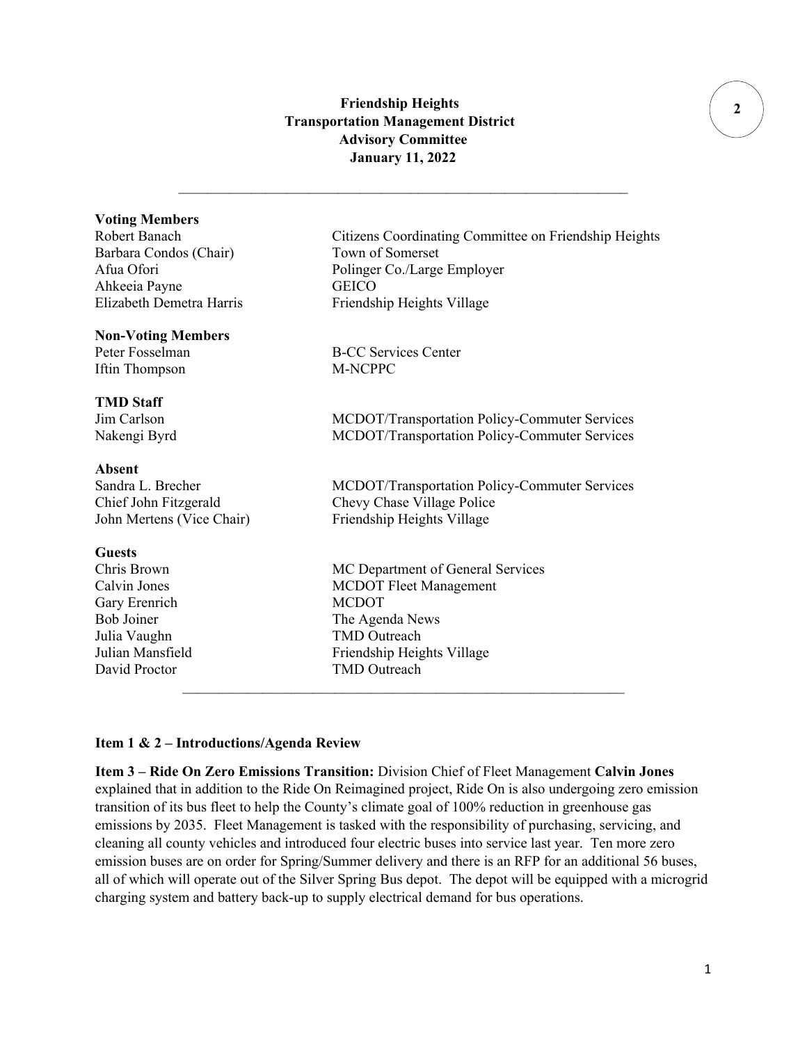**Friendship Heights**
**Transportation Management District**
**Advisory Committee**
**January 11, 2022**

---

**Voting Members**

| | |
|---|---|
| Robert Banach | Citizens Coordinating Committee on Friendship Heights |
| Barbara Condos (Chair) | Town of Somerset |
| Afua Ofori | Polinger Co./Large Employer |
| Ahkeeia Payne | GEICO |
| Elizabeth Demetra Harris | Friendship Heights Village |

**Non-Voting Members**

| | |
|---|---|
| Peter Fosselman | B-CC Services Center |
| Iftin Thompson | M-NCPPC |

**TMD Staff**

| | |
|---|---|
| Jim Carlson | MCDOT/Transportation Policy-Commuter Services |
| Nakengi Byrd | MCDOT/Transportation Policy-Commuter Services |

**Absent**

| | |
|---|---|
| Sandra L. Brecher | MCDOT/Transportation Policy-Commuter Services |
| Chief John Fitzgerald | Chevy Chase Village Police |
| John Mertens (Vice Chair) | Friendship Heights Village |

**Guests**

| | |
|---|---|
| Chris Brown | MC Department of General Services |
| Calvin Jones | MCDOT Fleet Management |
| Gary Erenrich | MCDOT |
| Bob Joiner | The Agenda News |
| Julia Vaughn | TMD Outreach |
| Julian Mansfield | Friendship Heights Village |
| David Proctor | TMD Outreach |

---

**Item 1 & 2 – Introductions/Agenda Review**

**Item 3 – Ride On Zero Emissions Transition:** Division Chief of Fleet Management **Calvin Jones** explained that in addition to the Ride On Reimagined project, Ride On is also undergoing zero emission transition of its bus fleet to help the County's climate goal of 100% reduction in greenhouse gas emissions by 2035. Fleet Management is tasked with the responsibility of purchasing, servicing, and cleaning all county vehicles and introduced four electric buses into service last year. Ten more zero emission buses are on order for Spring/Summer delivery and there is an RFP for an additional 56 buses, all of which will operate out of the Silver Spring Bus depot. The depot will be equipped with a microgrid charging system and battery back-up to supply electrical demand for bus operations.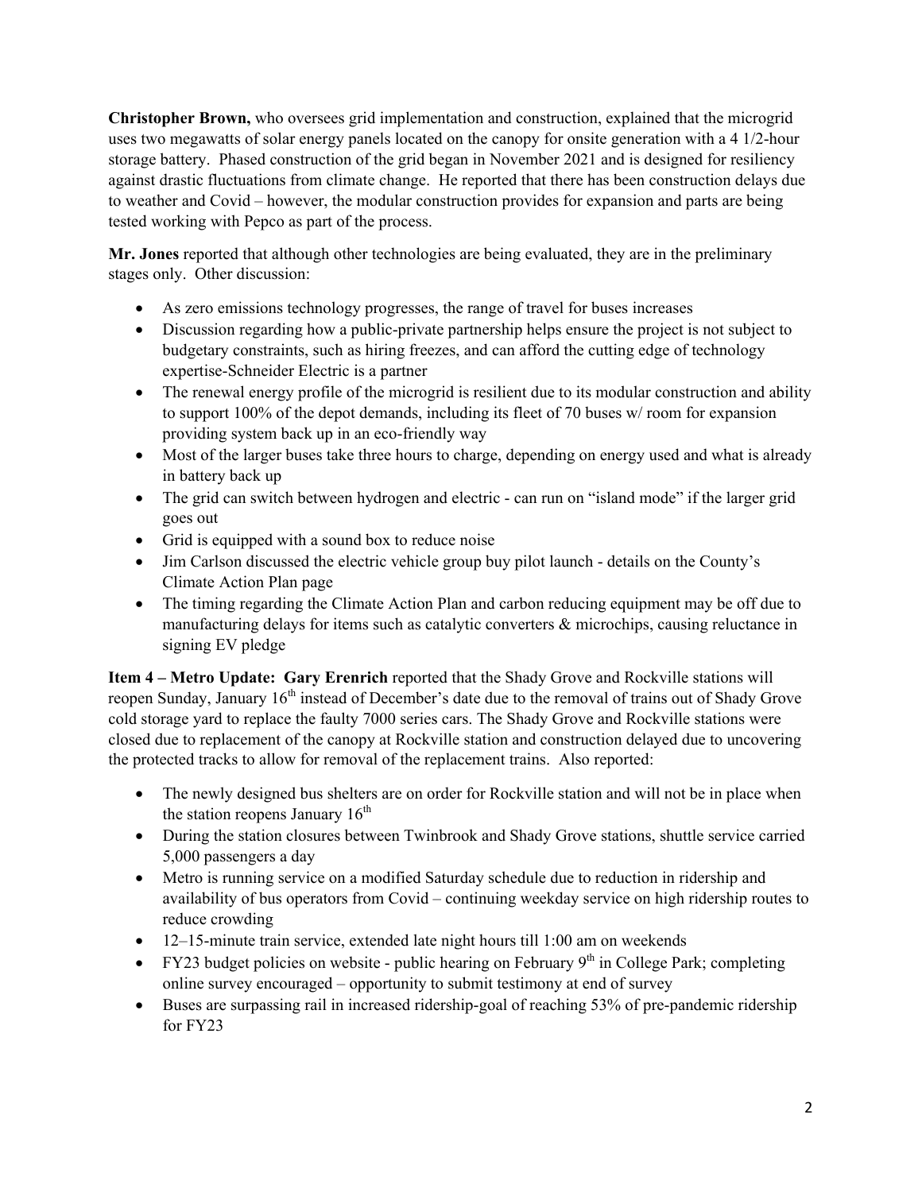**Christopher Brown,** who oversees grid implementation and construction, explained that the microgrid uses two megawatts of solar energy panels located on the canopy for onsite generation with a 4 1/2-hour storage battery. Phased construction of the grid began in November 2021 and is designed for resiliency against drastic fluctuations from climate change. He reported that there has been construction delays due to weather and Covid – however, the modular construction provides for expansion and parts are being tested working with Pepco as part of the process.

**Mr. Jones** reported that although other technologies are being evaluated, they are in the preliminary stages only. Other discussion:

- As zero emissions technology progresses, the range of travel for buses increases
- Discussion regarding how a public-private partnership helps ensure the project is not subject to budgetary constraints, such as hiring freezes, and can afford the cutting edge of technology expertise-Schneider Electric is a partner
- The renewal energy profile of the microgrid is resilient due to its modular construction and ability to support 100% of the depot demands, including its fleet of 70 buses w/ room for expansion providing system back up in an eco-friendly way
- Most of the larger buses take three hours to charge, depending on energy used and what is already in battery back up
- The grid can switch between hydrogen and electric - can run on "island mode" if the larger grid goes out
- Grid is equipped with a sound box to reduce noise
- Jim Carlson discussed the electric vehicle group buy pilot launch - details on the County's Climate Action Plan page
- The timing regarding the Climate Action Plan and carbon reducing equipment may be off due to manufacturing delays for items such as catalytic converters & microchips, causing reluctance in signing EV pledge

**Item 4 – Metro Update: Gary Erenrich** reported that the Shady Grove and Rockville stations will reopen Sunday, January 16th instead of December's date due to the removal of trains out of Shady Grove cold storage yard to replace the faulty 7000 series cars. The Shady Grove and Rockville stations were closed due to replacement of the canopy at Rockville station and construction delayed due to uncovering the protected tracks to allow for removal of the replacement trains. Also reported:

- The newly designed bus shelters are on order for Rockville station and will not be in place when the station reopens January 16th
- During the station closures between Twinbrook and Shady Grove stations, shuttle service carried 5,000 passengers a day
- Metro is running service on a modified Saturday schedule due to reduction in ridership and availability of bus operators from Covid – continuing weekday service on high ridership routes to reduce crowding
- 12–15-minute train service, extended late night hours till 1:00 am on weekends
- FY23 budget policies on website - public hearing on February 9th in College Park; completing online survey encouraged – opportunity to submit testimony at end of survey
- Buses are surpassing rail in increased ridership-goal of reaching 53% of pre-pandemic ridership for FY23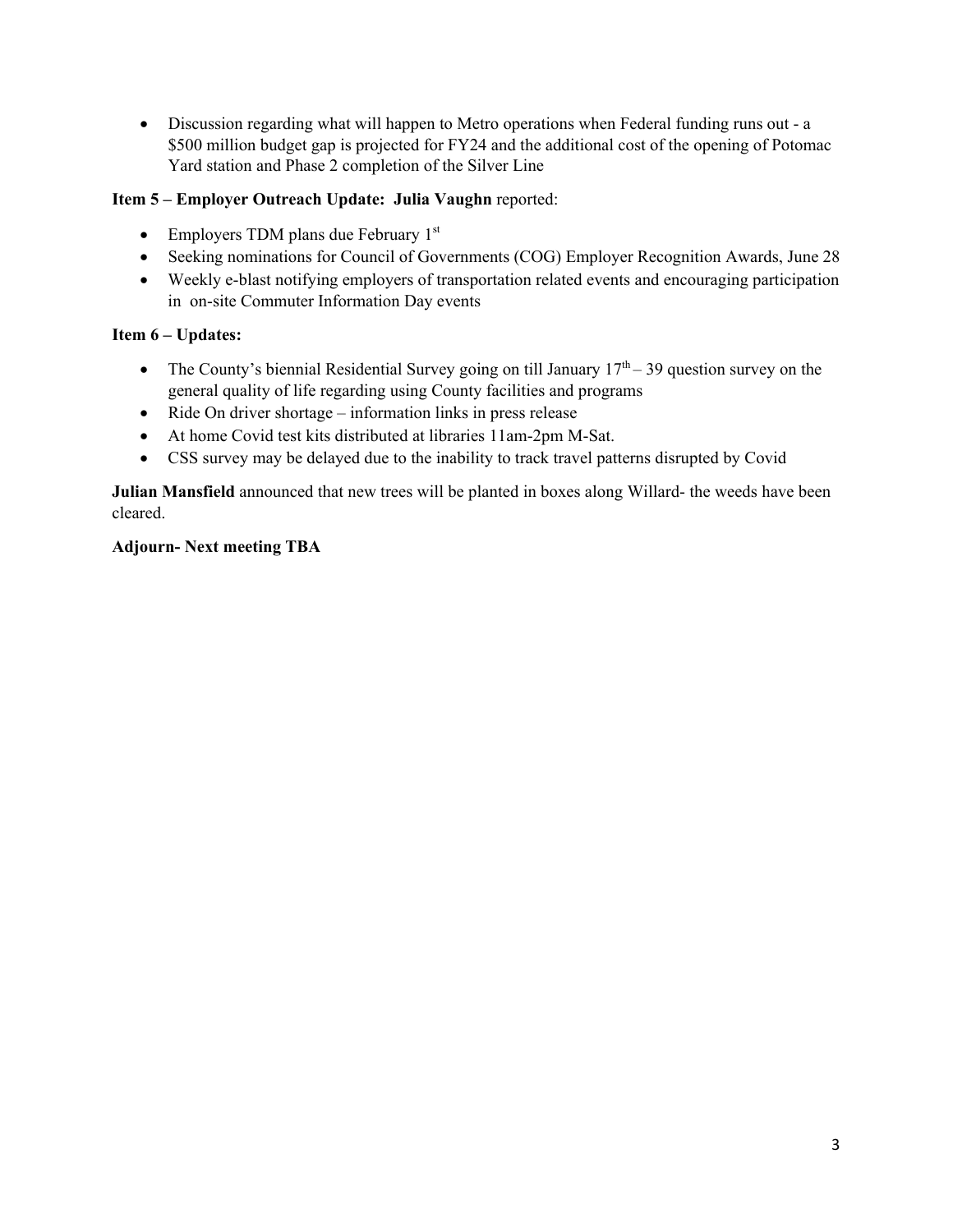- Discussion regarding what will happen to Metro operations when Federal funding runs out - a $500 million budget gap is projected for FY24 and the additional cost of the opening of Potomac Yard station and Phase 2 completion of the Silver Line

**Item 5 – Employer Outreach Update: Julia Vaughn** reported:

- Employers TDM plans due February 1st
- Seeking nominations for Council of Governments (COG) Employer Recognition Awards, June 28
- Weekly e-blast notifying employers of transportation related events and encouraging participation in on-site Commuter Information Day events

**Item 6 – Updates:**

- The County's biennial Residential Survey going on till January 17th – 39 question survey on the general quality of life regarding using County facilities and programs
- Ride On driver shortage – information links in press release
- At home Covid test kits distributed at libraries 11am-2pm M-Sat.
- CSS survey may be delayed due to the inability to track travel patterns disrupted by Covid

**Julian Mansfield** announced that new trees will be planted in boxes along Willard- the weeds have been cleared.

**Adjourn- Next meeting TBA**